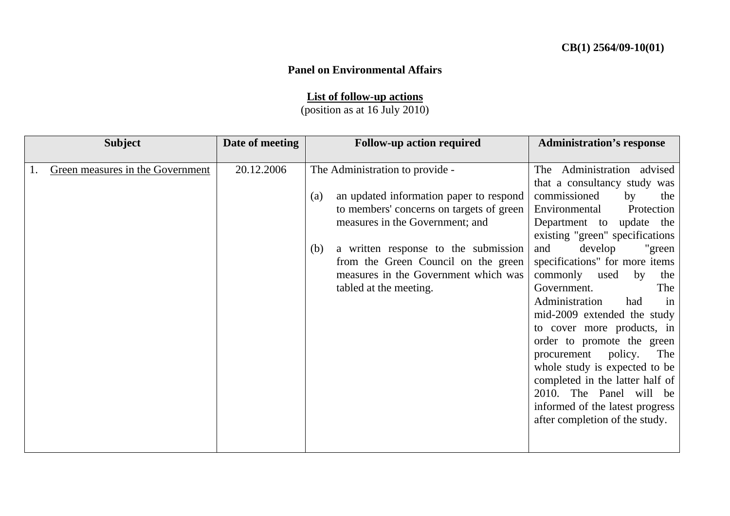**CB(1) 2564/09-10(01)**

**Panel on Environmental Affairs**

**List of follow-up actions**
(position as at 16 July 2010)

| Subject | Date of meeting | Follow-up action required | Administration's response |
|---|---|---|---|
| 1. Green measures in the Government | 20.12.2006 | The Administration to provide - <br><br> (a) an updated information paper to respond to members' concerns on targets of green measures in the Government; and <br><br> (b) a written response to the submission from the Green Council on the green measures in the Government which was tabled at the meeting. | The Administration advised that a consultancy study was commissioned by the Environmental Protection Department to update the existing "green" specifications and develop "green specifications" for more items commonly used by the Government. The Administration had in mid-2009 extended the study to cover more products, in order to promote the green procurement policy. The whole study is expected to be completed in the latter half of 2010. The Panel will be informed of the latest progress after completion of the study. |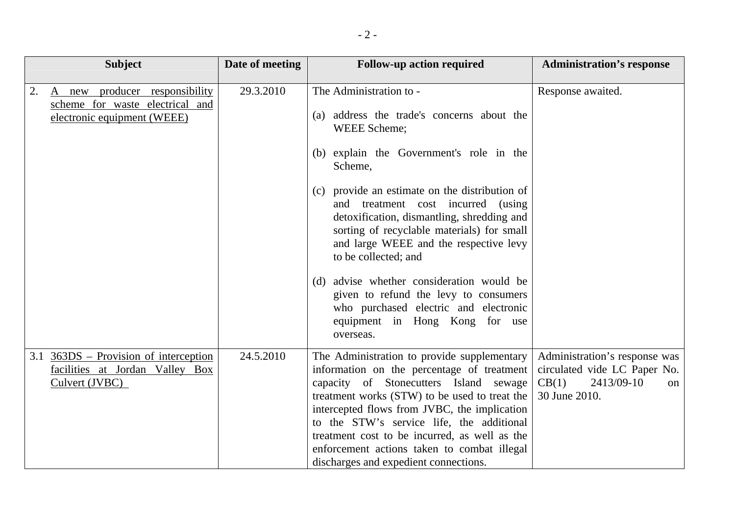| Subject | Date of meeting | Follow-up action required | Administration's response |
|---|---|---|---|
| 2. A new producer responsibility scheme for waste electrical and electronic equipment (WEEE) | 29.3.2010 | The Administration to -<br><br>(a) address the trade's concerns about the WEEE Scheme;<br><br>(b) explain the Government's role in the Scheme,<br><br>(c) provide an estimate on the distribution of and treatment cost incurred (using detoxification, dismantling, shredding and sorting of recyclable materials) for small and large WEEE and the respective levy to be collected; and<br><br>(d) advise whether consideration would be given to refund the levy to consumers who purchased electric and electronic equipment in Hong Kong for use overseas. | Response awaited. |
| 3.1 363DS – Provision of interception facilities at Jordan Valley Box Culvert (JVBC) | 24.5.2010 | The Administration to provide supplementary information on the percentage of treatment capacity of Stonecutters Island sewage treatment works (STW) to be used to treat the intercepted flows from JVBC, the implication to the STW's service life, the additional treatment cost to be incurred, as well as the enforcement actions taken to combat illegal discharges and expedient connections. | Administration's response was circulated vide LC Paper No. CB(1) 2413/09-10 on 30 June 2010. |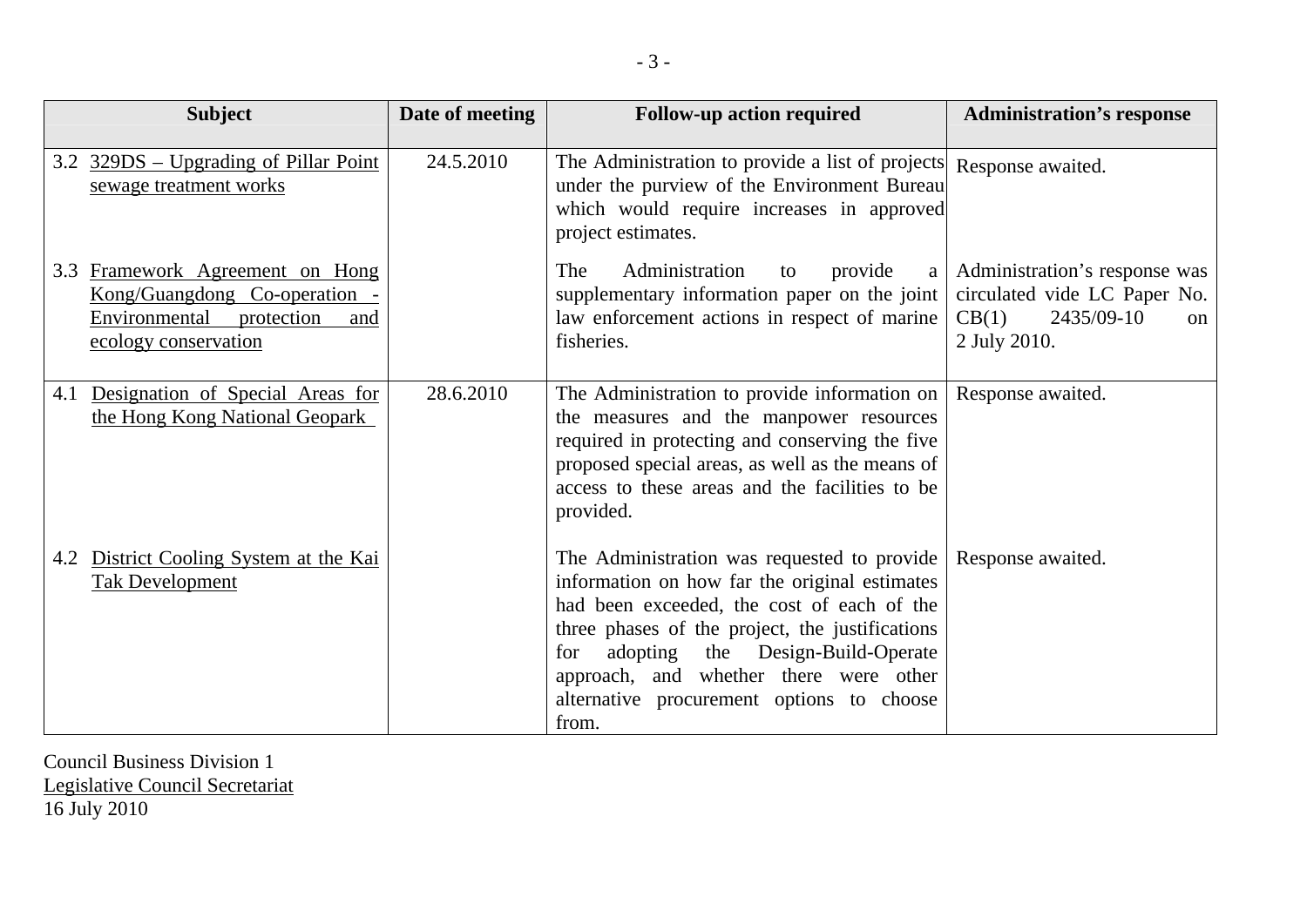| Subject | Date of meeting | Follow-up action required | Administration's response |
|---|---|---|---|
| 3.2 329DS – Upgrading of Pillar Point sewage treatment works | 24.5.2010 | The Administration to provide a list of projects under the purview of the Environment Bureau which would require increases in approved project estimates. | Response awaited. |
| 3.3 Framework Agreement on Hong Kong/Guangdong Co-operation - Environmental protection and ecology conservation | | The Administration to provide a supplementary information paper on the joint law enforcement actions in respect of marine fisheries. | Administration's response was circulated vide LC Paper No. CB(1) 2435/09-10 on 2 July 2010. |
| 4.1 Designation of Special Areas for the Hong Kong National Geopark | 28.6.2010 | The Administration to provide information on the measures and the manpower resources required in protecting and conserving the five proposed special areas, as well as the means of access to these areas and the facilities to be provided. | Response awaited. |
| 4.2 District Cooling System at the Kai Tak Development | | The Administration was requested to provide information on how far the original estimates had been exceeded, the cost of each of the three phases of the project, the justifications for adopting the Design-Build-Operate approach, and whether there were other alternative procurement options to choose from. | Response awaited. |

Council Business Division 1
Legislative Council Secretariat
16 July 2010